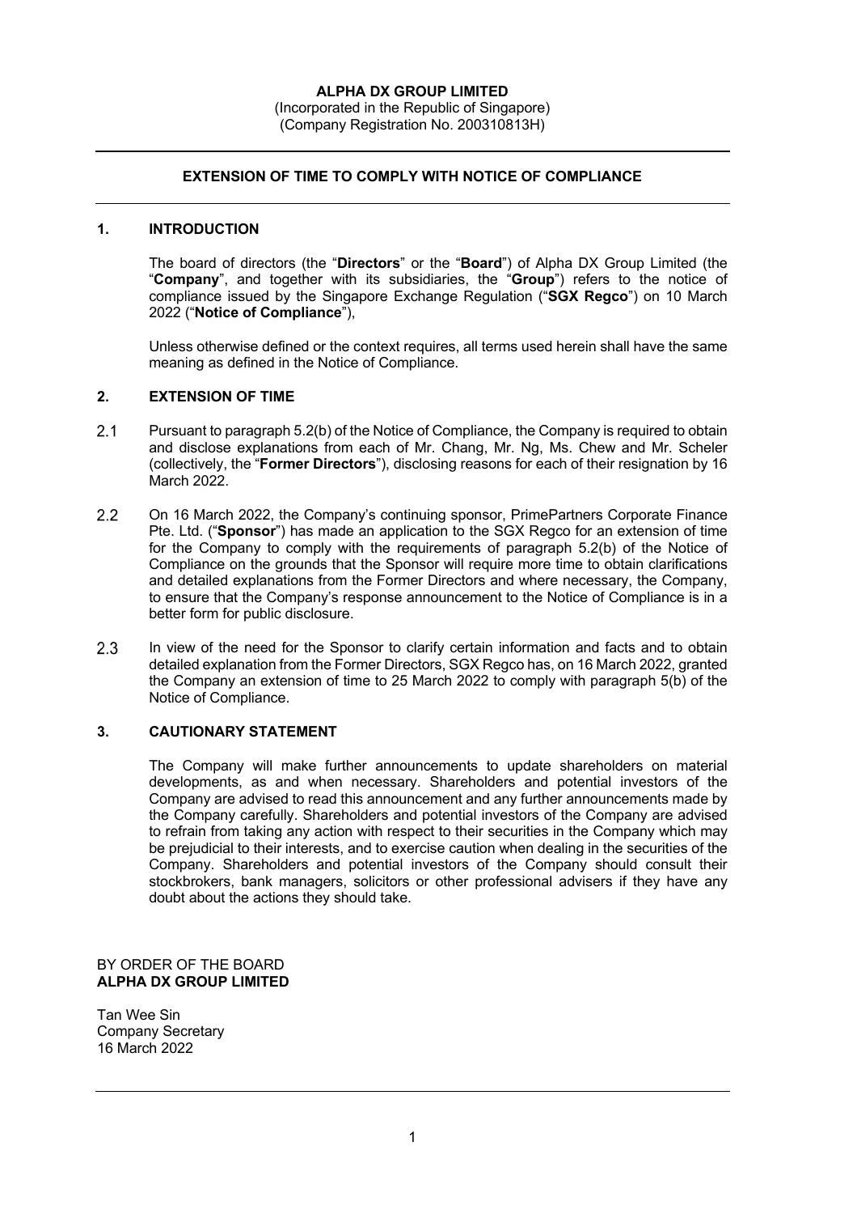**ALPHA DX GROUP LIMITED**
(Incorporated in the Republic of Singapore)
(Company Registration No. 200310813H)

---

**EXTENSION OF TIME TO COMPLY WITH NOTICE OF COMPLIANCE**

---

## 1. INTRODUCTION

The board of directors (the "**Directors**" or the "**Board**") of Alpha DX Group Limited (the "**Company**", and together with its subsidiaries, the "**Group**") refers to the notice of compliance issued by the Singapore Exchange Regulation ("**SGX Regco**") on 10 March 2022 ("**Notice of Compliance**"),

Unless otherwise defined or the context requires, all terms used herein shall have the same meaning as defined in the Notice of Compliance.

## 2. EXTENSION OF TIME

2.1 Pursuant to paragraph 5.2(b) of the Notice of Compliance, the Company is required to obtain and disclose explanations from each of Mr. Chang, Mr. Ng, Ms. Chew and Mr. Scheler (collectively, the "**Former Directors**"), disclosing reasons for each of their resignation by 16 March 2022.

2.2 On 16 March 2022, the Company's continuing sponsor, PrimePartners Corporate Finance Pte. Ltd. ("**Sponsor**") has made an application to the SGX Regco for an extension of time for the Company to comply with the requirements of paragraph 5.2(b) of the Notice of Compliance on the grounds that the Sponsor will require more time to obtain clarifications and detailed explanations from the Former Directors and where necessary, the Company, to ensure that the Company's response announcement to the Notice of Compliance is in a better form for public disclosure.

2.3 In view of the need for the Sponsor to clarify certain information and facts and to obtain detailed explanation from the Former Directors, SGX Regco has, on 16 March 2022, granted the Company an extension of time to 25 March 2022 to comply with paragraph 5(b) of the Notice of Compliance.

## 3. CAUTIONARY STATEMENT

The Company will make further announcements to update shareholders on material developments, as and when necessary. Shareholders and potential investors of the Company are advised to read this announcement and any further announcements made by the Company carefully. Shareholders and potential investors of the Company are advised to refrain from taking any action with respect to their securities in the Company which may be prejudicial to their interests, and to exercise caution when dealing in the securities of the Company. Shareholders and potential investors of the Company should consult their stockbrokers, bank managers, solicitors or other professional advisers if they have any doubt about the actions they should take.

BY ORDER OF THE BOARD
**ALPHA DX GROUP LIMITED**

Tan Wee Sin
Company Secretary
16 March 2022

---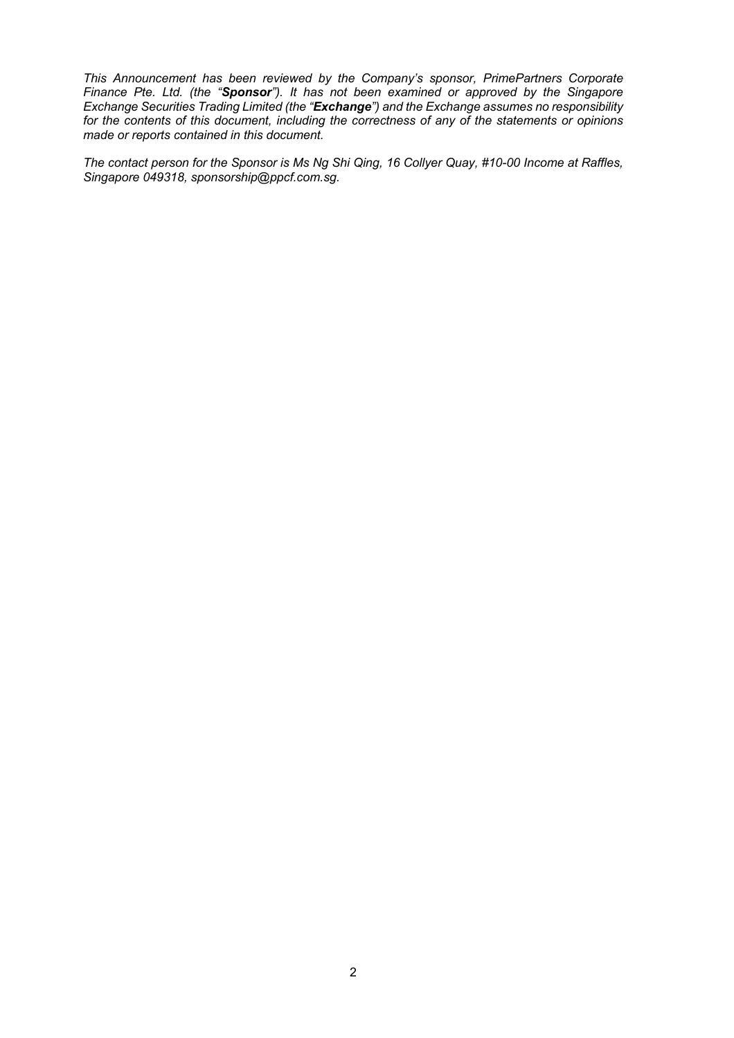*This Announcement has been reviewed by the Company's sponsor, PrimePartners Corporate Finance Pte. Ltd. (the "**Sponsor**"). It has not been examined or approved by the Singapore Exchange Securities Trading Limited (the "**Exchange**") and the Exchange assumes no responsibility for the contents of this document, including the correctness of any of the statements or opinions made or reports contained in this document.*

*The contact person for the Sponsor is Ms Ng Shi Qing, 16 Collyer Quay, #10-00 Income at Raffles, Singapore 049318, sponsorship@ppcf.com.sg.*